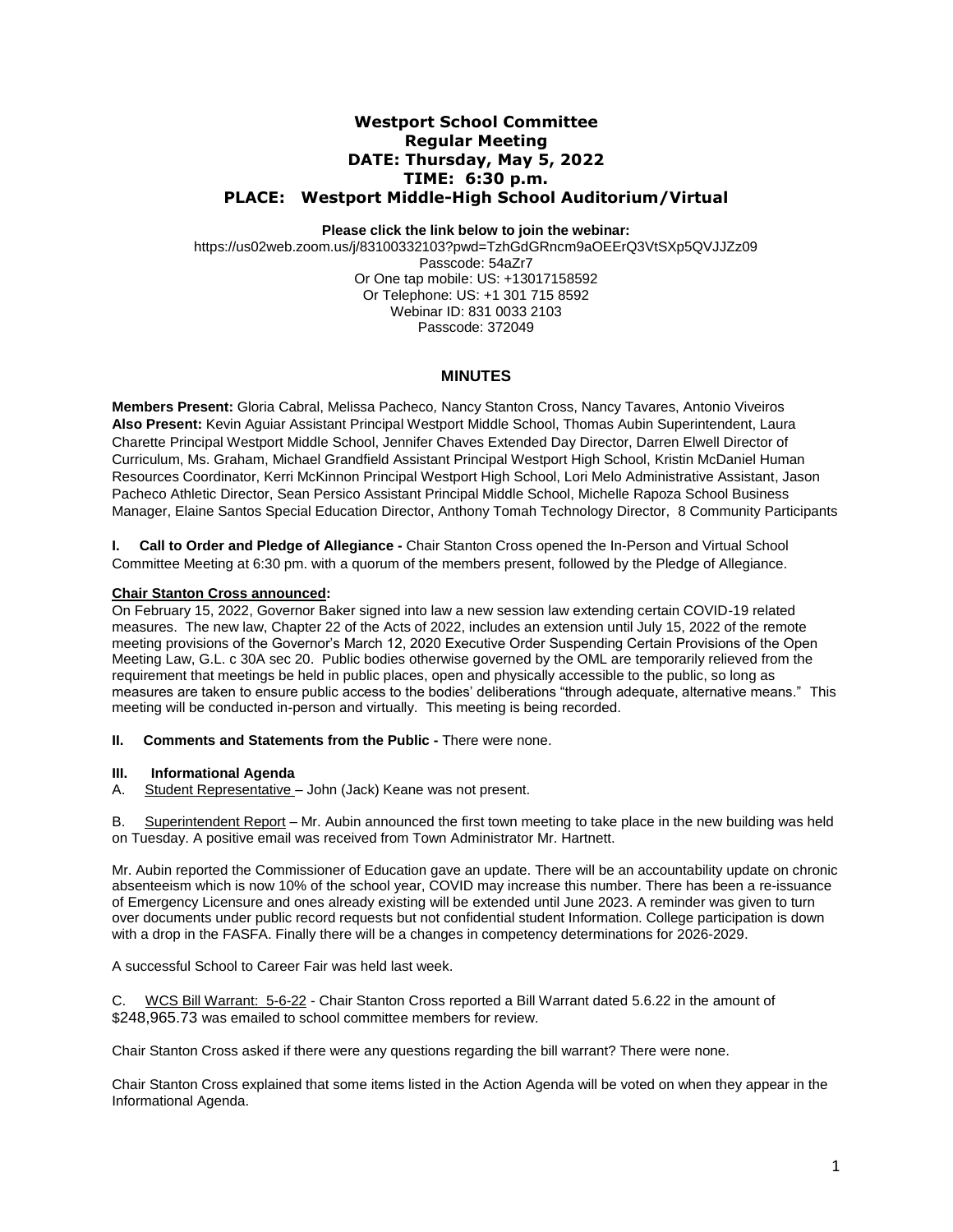# Westport School Committee
## Regular Meeting
**DATE: Thursday, May 5, 2022**
**TIME: 6:30 p.m.**
**PLACE: Westport Middle-High School Auditorium/Virtual**

**Please click the link below to join the webinar:**
https://us02web.zoom.us/j/83100332103?pwd=TzhGdGRncm9aOEErQ3VtSXp5QVJJZz09
Passcode: 54aZr7
Or One tap mobile: US: +13017158592
Or Telephone: US: +1 301 715 8592
Webinar ID: 831 0033 2103
Passcode: 372049

## MINUTES

**Members Present:** Gloria Cabral, Melissa Pacheco, Nancy Stanton Cross, Nancy Tavares, Antonio Viveiros
**Also Present:** Kevin Aguiar Assistant Principal Westport Middle School, Thomas Aubin Superintendent, Laura Charette Principal Westport Middle School, Jennifer Chaves Extended Day Director, Darren Elwell Director of Curriculum, Ms. Graham, Michael Grandfield Assistant Principal Westport High School, Kristin McDaniel Human Resources Coordinator, Kerri McKinnon Principal Westport High School, Lori Melo Administrative Assistant, Jason Pacheco Athletic Director, Sean Persico Assistant Principal Middle School, Michelle Rapoza School Business Manager, Elaine Santos Special Education Director, Anthony Tomah Technology Director, 8 Community Participants

**I. Call to Order and Pledge of Allegiance -** Chair Stanton Cross opened the In-Person and Virtual School Committee Meeting at 6:30 pm. with a quorum of the members present, followed by the Pledge of Allegiance.

**Chair Stanton Cross announced:**
On February 15, 2022, Governor Baker signed into law a new session law extending certain COVID-19 related measures. The new law, Chapter 22 of the Acts of 2022, includes an extension until July 15, 2022 of the remote meeting provisions of the Governor's March 12, 2020 Executive Order Suspending Certain Provisions of the Open Meeting Law, G.L. c 30A sec 20. Public bodies otherwise governed by the OML are temporarily relieved from the requirement that meetings be held in public places, open and physically accessible to the public, so long as measures are taken to ensure public access to the bodies' deliberations "through adequate, alternative means." This meeting will be conducted in-person and virtually. This meeting is being recorded.

**II. Comments and Statements from the Public -** There were none.

**III. Informational Agenda**
A. Student Representative – John (Jack) Keane was not present.

B. Superintendent Report – Mr. Aubin announced the first town meeting to take place in the new building was held on Tuesday. A positive email was received from Town Administrator Mr. Hartnett.

Mr. Aubin reported the Commissioner of Education gave an update. There will be an accountability update on chronic absenteeism which is now 10% of the school year, COVID may increase this number. There has been a re-issuance of Emergency Licensure and ones already existing will be extended until June 2023. A reminder was given to turn over documents under public record requests but not confidential student Information. College participation is down with a drop in the FASFA. Finally there will be a changes in competency determinations for 2026-2029.

A successful School to Career Fair was held last week.

C. WCS Bill Warrant: 5-6-22 - Chair Stanton Cross reported a Bill Warrant dated 5.6.22 in the amount of $248,965.73 was emailed to school committee members for review.

Chair Stanton Cross asked if there were any questions regarding the bill warrant? There were none.

Chair Stanton Cross explained that some items listed in the Action Agenda will be voted on when they appear in the Informational Agenda.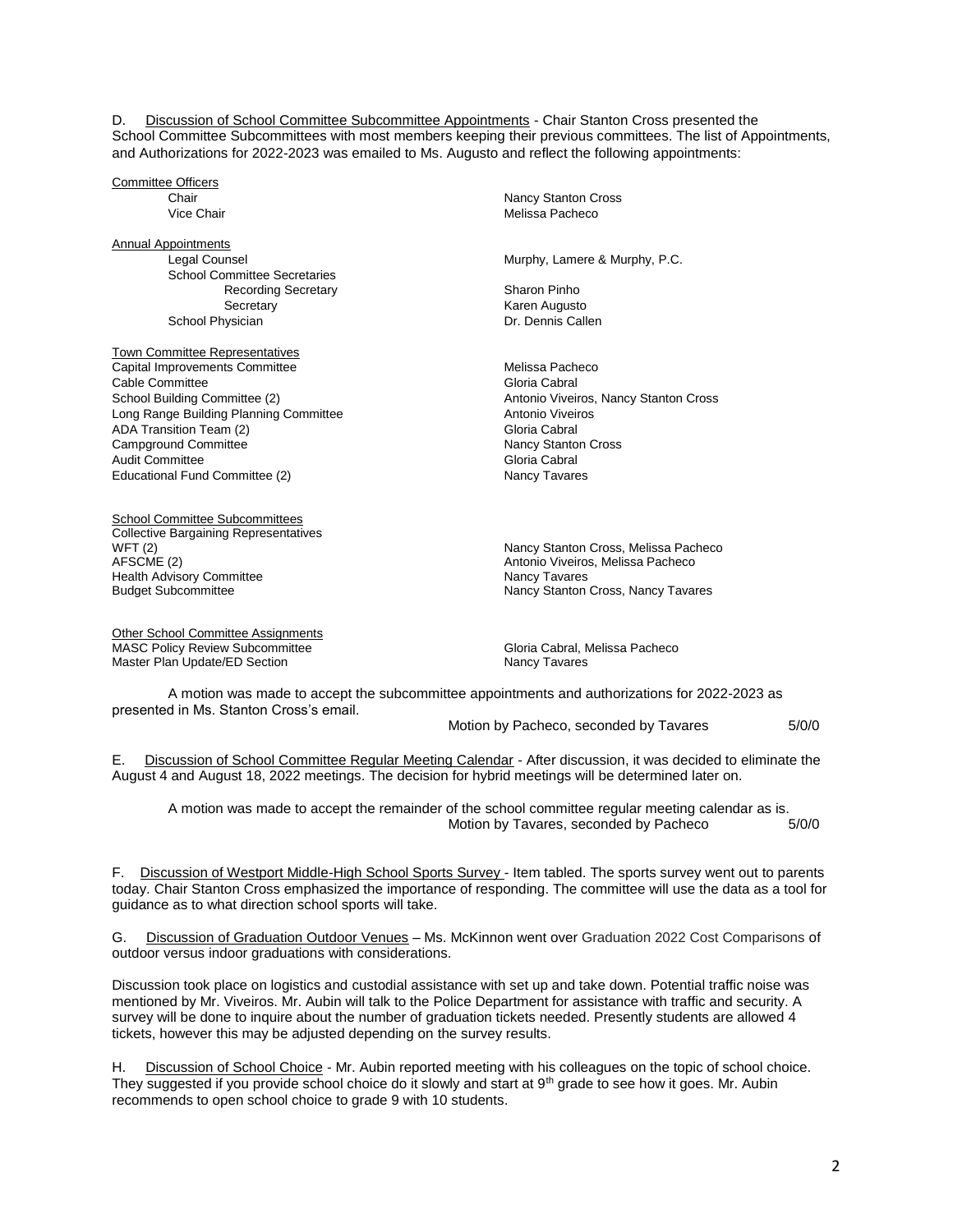D. Discussion of School Committee Subcommittee Appointments - Chair Stanton Cross presented the School Committee Subcommittees with most members keeping their previous committees. The list of Appointments, and Authorizations for 2022-2023 was emailed to Ms. Augusto and reflect the following appointments:

| Committee Officers | |
|---|---|
| Chair | Nancy Stanton Cross |
| Vice Chair | Melissa Pacheco |
| **Annual Appointments** | |
| Legal Counsel | Murphy, Lamere & Murphy, P.C. |
| School Committee Secretaries | |
| Recording Secretary | Sharon Pinho |
| Secretary | Karen Augusto |
| School Physician | Dr. Dennis Callen |
| **Town Committee Representatives** | |
| Capital Improvements Committee | Melissa Pacheco |
| Cable Committee | Gloria Cabral |
| School Building Committee (2) | Antonio Viveiros, Nancy Stanton Cross |
| Long Range Building Planning Committee | Antonio Viveiros |
| ADA Transition Team (2) | Gloria Cabral |
| Campground Committee | Nancy Stanton Cross |
| Audit Committee | Gloria Cabral |
| Educational Fund Committee (2) | Nancy Tavares |
| **School Committee Subcommittees** | |
| Collective Bargaining Representatives | |
| WFT (2) | Nancy Stanton Cross, Melissa Pacheco |
| AFSCME (2) | Antonio Viveiros, Melissa Pacheco |
| Health Advisory Committee | Nancy Tavares |
| Budget Subcommittee | Nancy Stanton Cross, Nancy Tavares |
| **Other School Committee Assignments** | |
| MASC Policy Review Subcommittee | Gloria Cabral, Melissa Pacheco |
| Master Plan Update/ED Section | Nancy Tavares |

A motion was made to accept the subcommittee appointments and authorizations for 2022-2023 as presented in Ms. Stanton Cross's email.

Motion by Pacheco, seconded by Tavares 5/0/0

E. Discussion of School Committee Regular Meeting Calendar - After discussion, it was decided to eliminate the August 4 and August 18, 2022 meetings. The decision for hybrid meetings will be determined later on.

A motion was made to accept the remainder of the school committee regular meeting calendar as is.

Motion by Tavares, seconded by Pacheco 5/0/0

F. Discussion of Westport Middle-High School Sports Survey - Item tabled. The sports survey went out to parents today. Chair Stanton Cross emphasized the importance of responding. The committee will use the data as a tool for guidance as to what direction school sports will take.

G. Discussion of Graduation Outdoor Venues – Ms. McKinnon went over Graduation 2022 Cost Comparisons of outdoor versus indoor graduations with considerations.

Discussion took place on logistics and custodial assistance with set up and take down. Potential traffic noise was mentioned by Mr. Viveiros. Mr. Aubin will talk to the Police Department for assistance with traffic and security. A survey will be done to inquire about the number of graduation tickets needed. Presently students are allowed 4 tickets, however this may be adjusted depending on the survey results.

H. Discussion of School Choice - Mr. Aubin reported meeting with his colleagues on the topic of school choice. They suggested if you provide school choice do it slowly and start at 9th grade to see how it goes. Mr. Aubin recommends to open school choice to grade 9 with 10 students.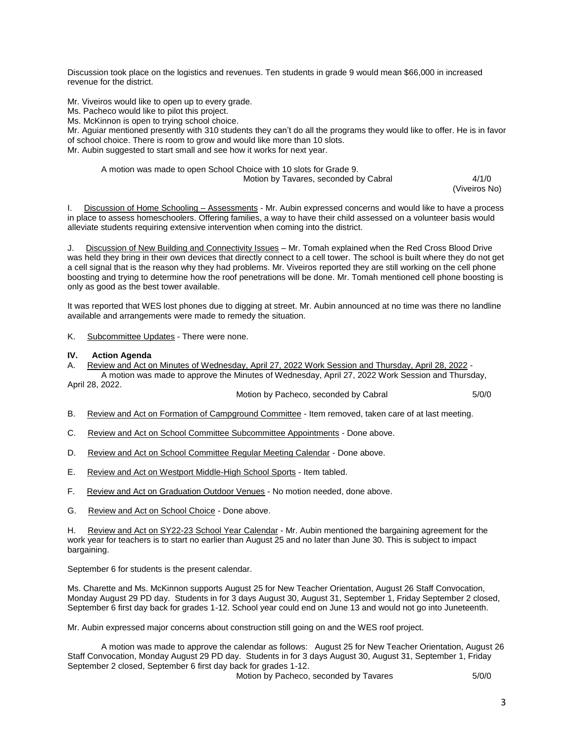Discussion took place on the logistics and revenues. Ten students in grade 9 would mean $66,000 in increased revenue for the district.

Mr. Viveiros would like to open up to every grade.
Ms. Pacheco would like to pilot this project.
Ms. McKinnon is open to trying school choice.
Mr. Aguiar mentioned presently with 310 students they can't do all the programs they would like to offer. He is in favor of school choice. There is room to grow and would like more than 10 slots.
Mr. Aubin suggested to start small and see how it works for next year.

A motion was made to open School Choice with 10 slots for Grade 9.
Motion by Tavares, seconded by Cabral 4/1/0
(Viveiros No)

I. Discussion of Home Schooling – Assessments - Mr. Aubin expressed concerns and would like to have a process in place to assess homeschoolers. Offering families, a way to have their child assessed on a volunteer basis would alleviate students requiring extensive intervention when coming into the district.

J. Discussion of New Building and Connectivity Issues – Mr. Tomah explained when the Red Cross Blood Drive was held they bring in their own devices that directly connect to a cell tower. The school is built where they do not get a cell signal that is the reason why they had problems. Mr. Viveiros reported they are still working on the cell phone boosting and trying to determine how the roof penetrations will be done. Mr. Tomah mentioned cell phone boosting is only as good as the best tower available.

It was reported that WES lost phones due to digging at street. Mr. Aubin announced at no time was there no landline available and arrangements were made to remedy the situation.

K. Subcommittee Updates - There were none.

**IV. Action Agenda**

A. Review and Act on Minutes of Wednesday, April 27, 2022 Work Session and Thursday, April 28, 2022 -
A motion was made to approve the Minutes of Wednesday, April 27, 2022 Work Session and Thursday, April 28, 2022.
Motion by Pacheco, seconded by Cabral 5/0/0

B. Review and Act on Formation of Campground Committee - Item removed, taken care of at last meeting.

C. Review and Act on School Committee Subcommittee Appointments - Done above.

D. Review and Act on School Committee Regular Meeting Calendar - Done above.

E. Review and Act on Westport Middle-High School Sports - Item tabled.

F. Review and Act on Graduation Outdoor Venues - No motion needed, done above.

G. Review and Act on School Choice - Done above.

H. Review and Act on SY22-23 School Year Calendar - Mr. Aubin mentioned the bargaining agreement for the work year for teachers is to start no earlier than August 25 and no later than June 30. This is subject to impact bargaining.

September 6 for students is the present calendar.

Ms. Charette and Ms. McKinnon supports August 25 for New Teacher Orientation, August 26 Staff Convocation, Monday August 29 PD day. Students in for 3 days August 30, August 31, September 1, Friday September 2 closed, September 6 first day back for grades 1-12. School year could end on June 13 and would not go into Juneteenth.

Mr. Aubin expressed major concerns about construction still going on and the WES roof project.

A motion was made to approve the calendar as follows: August 25 for New Teacher Orientation, August 26 Staff Convocation, Monday August 29 PD day. Students in for 3 days August 30, August 31, September 1, Friday September 2 closed, September 6 first day back for grades 1-12.
Motion by Pacheco, seconded by Tavares 5/0/0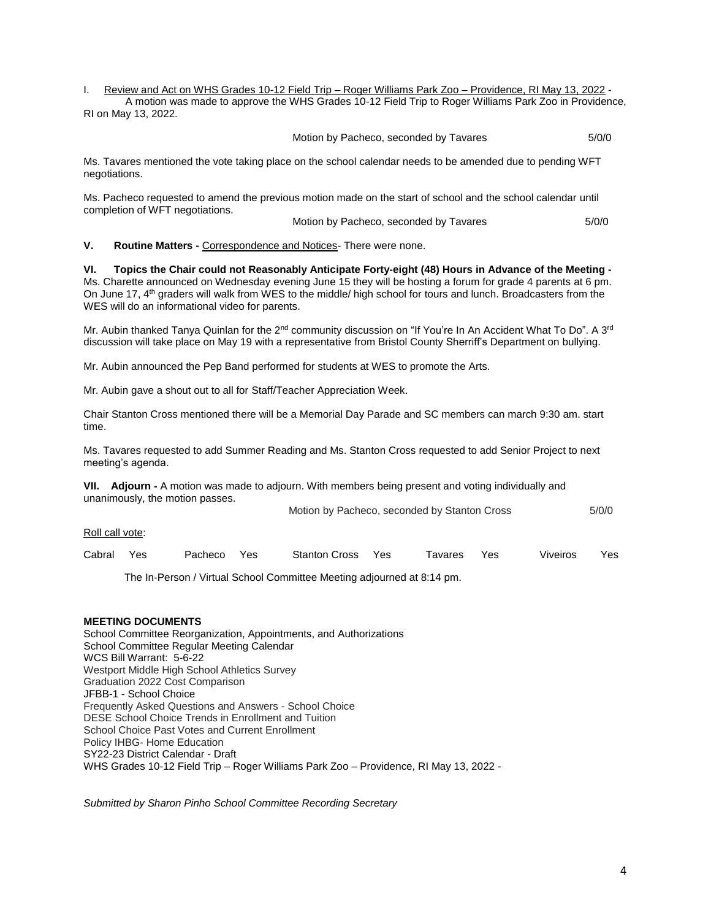I. Review and Act on WHS Grades 10-12 Field Trip – Roger Williams Park Zoo – Providence, RI May 13, 2022 - A motion was made to approve the WHS Grades 10-12 Field Trip to Roger Williams Park Zoo in Providence, RI on May 13, 2022.

Motion by Pacheco, seconded by Tavares 5/0/0

Ms. Tavares mentioned the vote taking place on the school calendar needs to be amended due to pending WFT negotiations.

Ms. Pacheco requested to amend the previous motion made on the start of school and the school calendar until completion of WFT negotiations.

Motion by Pacheco, seconded by Tavares 5/0/0

**V. Routine Matters -** Correspondence and Notices- There were none.

**VI. Topics the Chair could not Reasonably Anticipate Forty-eight (48) Hours in Advance of the Meeting -** Ms. Charette announced on Wednesday evening June 15 they will be hosting a forum for grade 4 parents at 6 pm. On June 17, 4th graders will walk from WES to the middle/ high school for tours and lunch. Broadcasters from the WES will do an informational video for parents.

Mr. Aubin thanked Tanya Quinlan for the 2nd community discussion on "If You're In An Accident What To Do". A 3rd discussion will take place on May 19 with a representative from Bristol County Sherriff's Department on bullying.

Mr. Aubin announced the Pep Band performed for students at WES to promote the Arts.

Mr. Aubin gave a shout out to all for Staff/Teacher Appreciation Week.

Chair Stanton Cross mentioned there will be a Memorial Day Parade and SC members can march 9:30 am. start time.

Ms. Tavares requested to add Summer Reading and Ms. Stanton Cross requested to add Senior Project to next meeting's agenda.

**VII. Adjourn -** A motion was made to adjourn. With members being present and voting individually and unanimously, the motion passes.

Motion by Pacheco, seconded by Stanton Cross 5/0/0

Roll call vote:

| | | | | | | | | | |
|---|---|---|---|---|---|---|---|---|---|
| Cabral | Yes | Pacheco | Yes | Stanton Cross | Yes | Tavares | Yes | Viveiros | Yes |

The In-Person / Virtual School Committee Meeting adjourned at 8:14 pm.

**MEETING DOCUMENTS**

School Committee Reorganization, Appointments, and Authorizations
School Committee Regular Meeting Calendar
WCS Bill Warrant: 5-6-22
Westport Middle High School Athletics Survey
Graduation 2022 Cost Comparison
JFBB-1 - School Choice
Frequently Asked Questions and Answers - School Choice
DESE School Choice Trends in Enrollment and Tuition
School Choice Past Votes and Current Enrollment
Policy IHBG- Home Education
SY22-23 District Calendar - Draft
WHS Grades 10-12 Field Trip – Roger Williams Park Zoo – Providence, RI May 13, 2022 -

*Submitted by Sharon Pinho School Committee Recording Secretary*